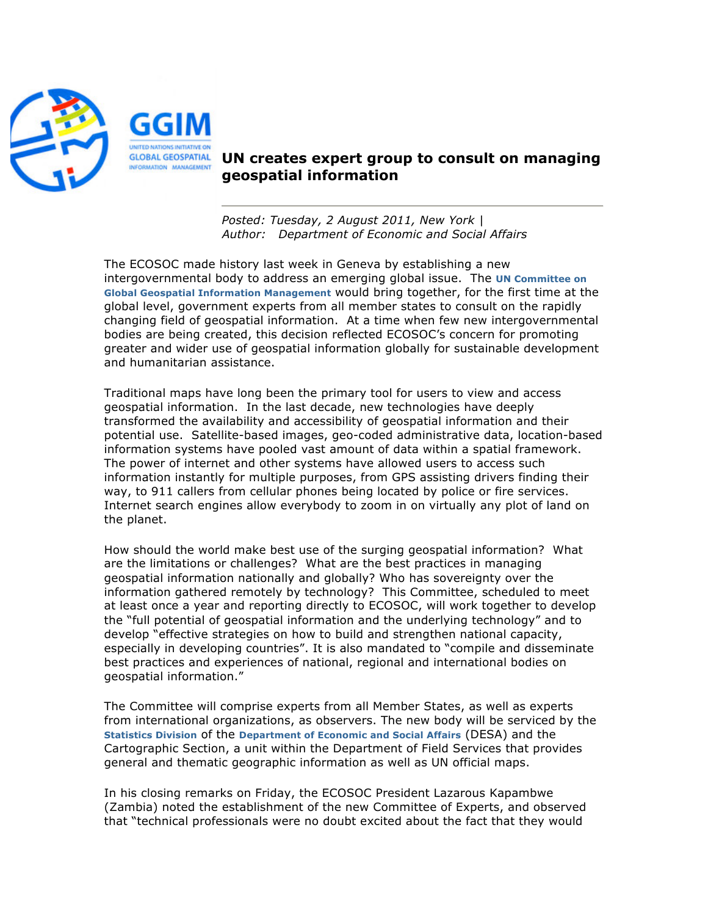GGIM

UNITED NATIONS INITIATIVE ON GLOBAL GEOSPATIAL INFORMATION MANAGEMENT

# UN creates expert group to consult on managing geospatial information

*Posted: Tuesday, 2 August 2011, New York |*
*Author: Department of Economic and Social Affairs*

The ECOSOC made history last week in Geneva by establishing a new intergovernmental body to address an emerging global issue. The **UN Committee on Global Geospatial Information Management** would bring together, for the first time at the global level, government experts from all member states to consult on the rapidly changing field of geospatial information. At a time when few new intergovernmental bodies are being created, this decision reflected ECOSOC's concern for promoting greater and wider use of geospatial information globally for sustainable development and humanitarian assistance.

Traditional maps have long been the primary tool for users to view and access geospatial information. In the last decade, new technologies have deeply transformed the availability and accessibility of geospatial information and their potential use. Satellite-based images, geo-coded administrative data, location-based information systems have pooled vast amount of data within a spatial framework. The power of internet and other systems have allowed users to access such information instantly for multiple purposes, from GPS assisting drivers finding their way, to 911 callers from cellular phones being located by police or fire services. Internet search engines allow everybody to zoom in on virtually any plot of land on the planet.

How should the world make best use of the surging geospatial information? What are the limitations or challenges? What are the best practices in managing geospatial information nationally and globally? Who has sovereignty over the information gathered remotely by technology? This Committee, scheduled to meet at least once a year and reporting directly to ECOSOC, will work together to develop the "full potential of geospatial information and the underlying technology" and to develop "effective strategies on how to build and strengthen national capacity, especially in developing countries". It is also mandated to "compile and disseminate best practices and experiences of national, regional and international bodies on geospatial information."

The Committee will comprise experts from all Member States, as well as experts from international organizations, as observers. The new body will be serviced by the **Statistics Division** of the **Department of Economic and Social Affairs** (DESA) and the Cartographic Section, a unit within the Department of Field Services that provides general and thematic geographic information as well as UN official maps.

In his closing remarks on Friday, the ECOSOC President Lazarous Kapambwe (Zambia) noted the establishment of the new Committee of Experts, and observed that "technical professionals were no doubt excited about the fact that they would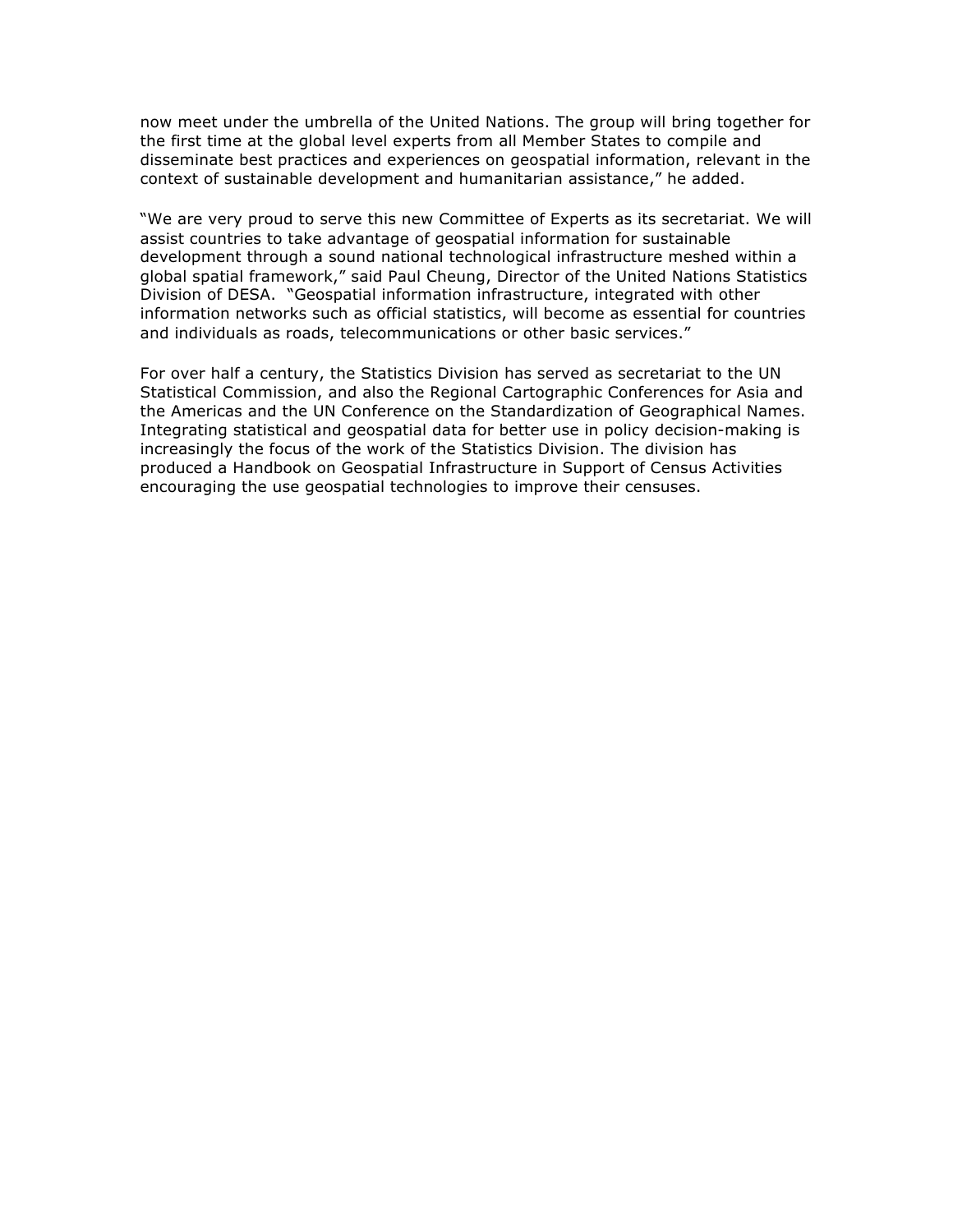now meet under the umbrella of the United Nations. The group will bring together for the first time at the global level experts from all Member States to compile and disseminate best practices and experiences on geospatial information, relevant in the context of sustainable development and humanitarian assistance," he added.

"We are very proud to serve this new Committee of Experts as its secretariat. We will assist countries to take advantage of geospatial information for sustainable development through a sound national technological infrastructure meshed within a global spatial framework," said Paul Cheung, Director of the United Nations Statistics Division of DESA. "Geospatial information infrastructure, integrated with other information networks such as official statistics, will become as essential for countries and individuals as roads, telecommunications or other basic services."

For over half a century, the Statistics Division has served as secretariat to the UN Statistical Commission, and also the Regional Cartographic Conferences for Asia and the Americas and the UN Conference on the Standardization of Geographical Names. Integrating statistical and geospatial data for better use in policy decision-making is increasingly the focus of the work of the Statistics Division. The division has produced a Handbook on Geospatial Infrastructure in Support of Census Activities encouraging the use geospatial technologies to improve their censuses.